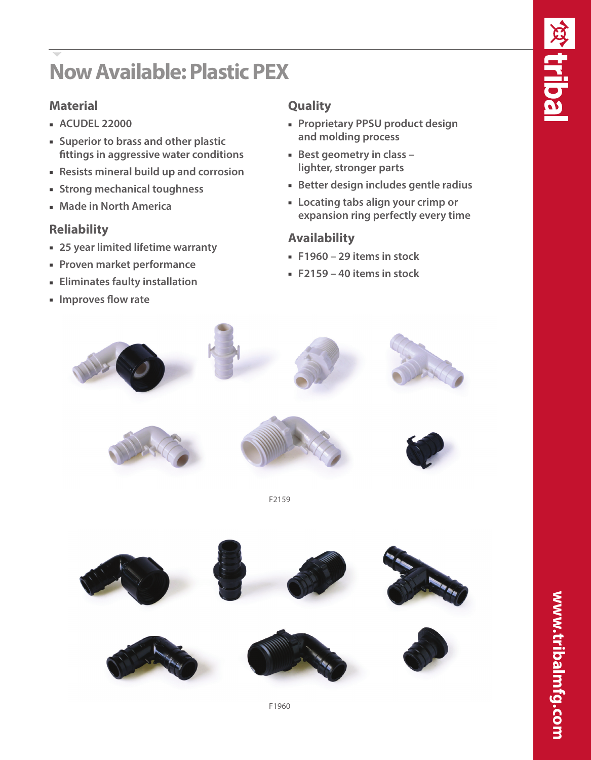# Now Available: Plastic PEX

## Material

- ACUDEL 22000
- Superior to brass and other plastic fittings in aggressive water conditions
- Resists mineral build up and corrosion
- Strong mechanical toughness
- Made in North America

## Reliability

- 25 year limited lifetime warranty
- Proven market performance
- Eliminates faulty installation
- Improves flow rate

## Quality

- Proprietary PPSU product design and molding process
- Best geometry in class – lighter, stronger parts
- Better design includes gentle radius
- Locating tabs align your crimp or expansion ring perfectly every time

## Availability

- F1960 – 29 items in stock
- F2159 – 40 items in stock

F2159

F1960

tribal

www.tribalmfg.com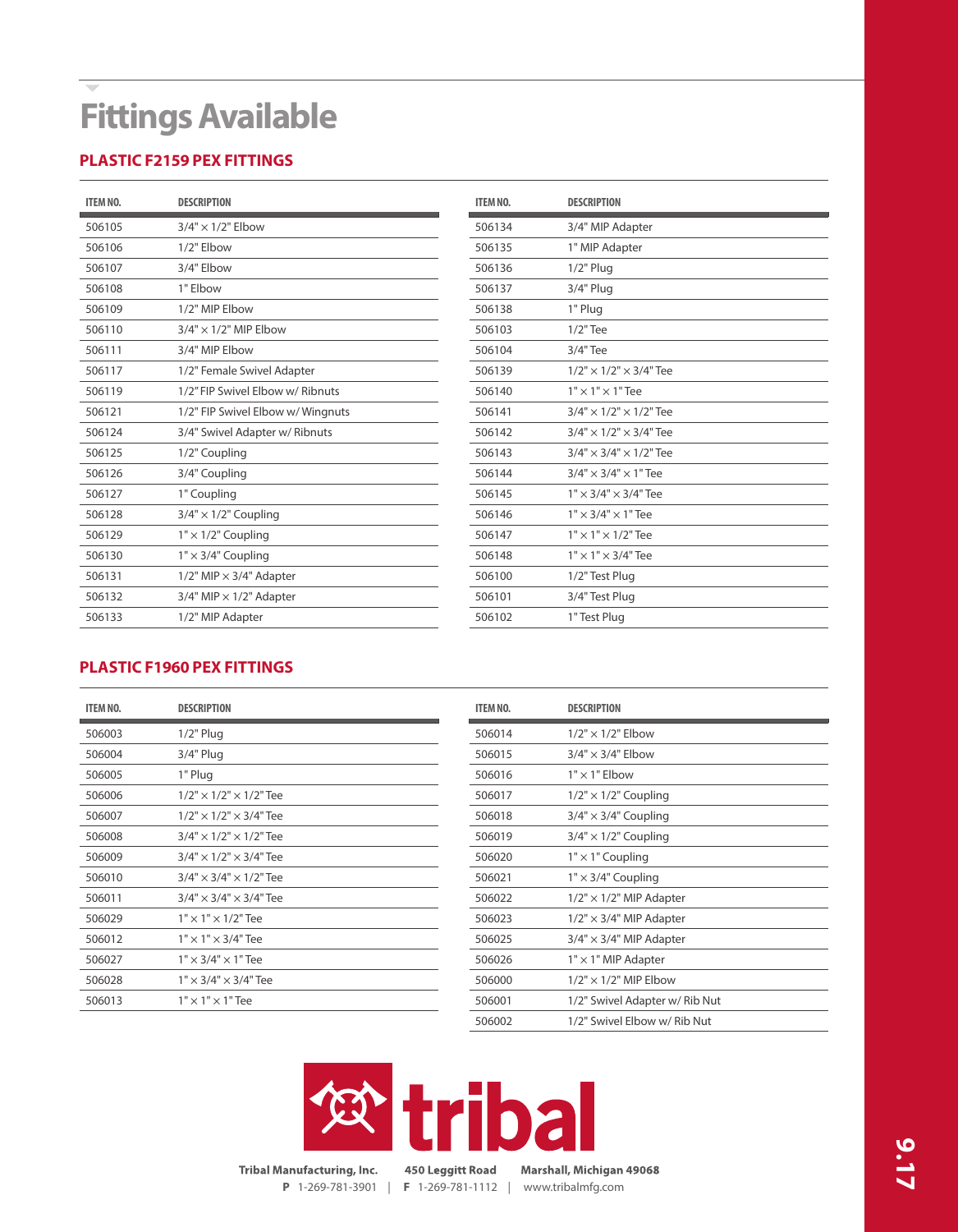# Fittings Available

## PLASTIC F2159 PEX FITTINGS

| ITEM NO. | DESCRIPTION |
|---|---|
| 506105 | 3/4" × 1/2" Elbow |
| 506106 | 1/2" Elbow |
| 506107 | 3/4" Elbow |
| 506108 | 1" Elbow |
| 506109 | 1/2" MIP Elbow |
| 506110 | 3/4" × 1/2" MIP Elbow |
| 506111 | 3/4" MIP Elbow |
| 506117 | 1/2" Female Swivel Adapter |
| 506119 | 1/2" FIP Swivel Elbow w/ Ribnuts |
| 506121 | 1/2" FIP Swivel Elbow w/ Wingnuts |
| 506124 | 3/4" Swivel Adapter w/ Ribnuts |
| 506125 | 1/2" Coupling |
| 506126 | 3/4" Coupling |
| 506127 | 1" Coupling |
| 506128 | 3/4" × 1/2" Coupling |
| 506129 | 1" × 1/2" Coupling |
| 506130 | 1" × 3/4" Coupling |
| 506131 | 1/2" MIP × 3/4" Adapter |
| 506132 | 3/4" MIP × 1/2" Adapter |
| 506133 | 1/2" MIP Adapter |
| 506134 | 3/4" MIP Adapter |
| 506135 | 1" MIP Adapter |
| 506136 | 1/2" Plug |
| 506137 | 3/4" Plug |
| 506138 | 1" Plug |
| 506103 | 1/2" Tee |
| 506104 | 3/4" Tee |
| 506139 | 1/2" × 1/2" × 3/4" Tee |
| 506140 | 1" × 1" × 1" Tee |
| 506141 | 3/4" × 1/2" × 1/2" Tee |
| 506142 | 3/4" × 1/2" × 3/4" Tee |
| 506143 | 3/4" × 3/4" × 1/2" Tee |
| 506144 | 3/4" × 3/4" × 1" Tee |
| 506145 | 1" × 3/4" × 3/4" Tee |
| 506146 | 1" × 3/4" × 1" Tee |
| 506147 | 1" × 1" × 1/2" Tee |
| 506148 | 1" × 1" × 3/4" Tee |
| 506100 | 1/2" Test Plug |
| 506101 | 3/4" Test Plug |
| 506102 | 1" Test Plug |

## PLASTIC F1960 PEX FITTINGS

| ITEM NO. | DESCRIPTION |
|---|---|
| 506003 | 1/2" Plug |
| 506004 | 3/4" Plug |
| 506005 | 1" Plug |
| 506006 | 1/2" × 1/2" × 1/2" Tee |
| 506007 | 1/2" × 1/2" × 3/4" Tee |
| 506008 | 3/4" × 1/2" × 1/2" Tee |
| 506009 | 3/4" × 1/2" × 3/4" Tee |
| 506010 | 3/4" × 3/4" × 1/2" Tee |
| 506011 | 3/4" × 3/4" × 3/4" Tee |
| 506029 | 1" × 1" × 1/2" Tee |
| 506012 | 1" × 1" × 3/4" Tee |
| 506027 | 1" × 3/4" × 1" Tee |
| 506028 | 1" × 3/4" × 3/4" Tee |
| 506013 | 1" × 1" × 1" Tee |
| 506014 | 1/2" × 1/2" Elbow |
| 506015 | 3/4" × 3/4" Elbow |
| 506016 | 1" × 1" Elbow |
| 506017 | 1/2" × 1/2" Coupling |
| 506018 | 3/4" × 3/4" Coupling |
| 506019 | 3/4" × 1/2" Coupling |
| 506020 | 1" × 1" Coupling |
| 506021 | 1" × 3/4" Coupling |
| 506022 | 1/2" × 1/2" MIP Adapter |
| 506023 | 1/2" × 3/4" MIP Adapter |
| 506025 | 3/4" × 3/4" MIP Adapter |
| 506026 | 1" × 1" MIP Adapter |
| 506000 | 1/2" × 1/2" MIP Elbow |
| 506001 | 1/2" Swivel Adapter w/ Rib Nut |
| 506002 | 1/2" Swivel Elbow w/ Rib Nut |

tribal

**Tribal Manufacturing, Inc.** **450 Leggitt Road** **Marshall, Michigan 49068**
**P** 1-269-781-3901 | **F** 1-269-781-1112 | www.tribalmfg.com